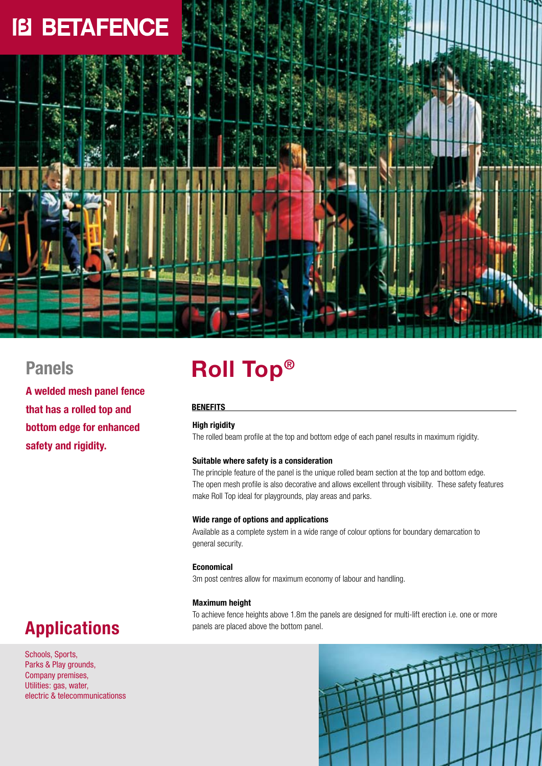BETAFENCE

## Panels

**A welded mesh panel fence that has a rolled top and bottom edge for enhanced safety and rigidity.**

# Roll Top®

**BENEFITS**

**High rigidity**

The rolled beam profile at the top and bottom edge of each panel results in maximum rigidity.

**Suitable where safety is a consideration**

The principle feature of the panel is the unique rolled beam section at the top and bottom edge. The open mesh profile is also decorative and allows excellent through visibility. These safety features make Roll Top ideal for playgrounds, play areas and parks.

**Wide range of options and applications**

Available as a complete system in a wide range of colour options for boundary demarcation to general security.

**Economical**

3m post centres allow for maximum economy of labour and handling.

**Maximum height**

To achieve fence heights above 1.8m the panels are designed for multi-lift erection i.e. one or more panels are placed above the bottom panel.

## Applications

Schools, Sports,
Parks & Play grounds,
Company premises,
Utilities: gas, water,
electric & telecommunicationss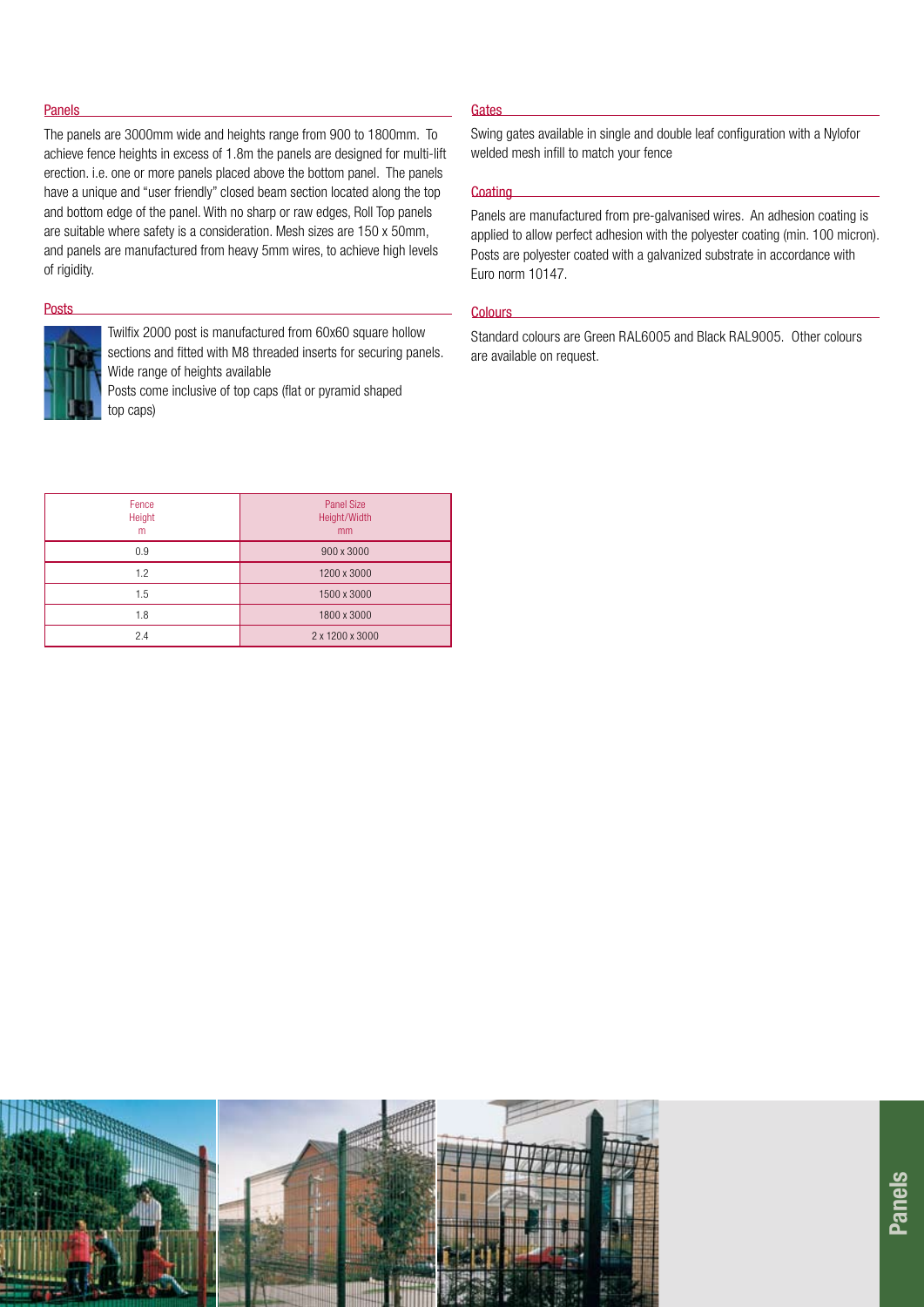## Panels

The panels are 3000mm wide and heights range from 900 to 1800mm. To achieve fence heights in excess of 1.8m the panels are designed for multi-lift erection. i.e. one or more panels placed above the bottom panel. The panels have a unique and "user friendly" closed beam section located along the top and bottom edge of the panel. With no sharp or raw edges, Roll Top panels are suitable where safety is a consideration. Mesh sizes are 150 x 50mm, and panels are manufactured from heavy 5mm wires, to achieve high levels of rigidity.

## Posts

Twilfix 2000 post is manufactured from 60x60 square hollow sections and fitted with M8 threaded inserts for securing panels. Wide range of heights available

Posts come inclusive of top caps (flat or pyramid shaped top caps)

| Fence Height m | Panel Size Height/Width mm |
|---|---|
| 0.9 | 900 x 3000 |
| 1.2 | 1200 x 3000 |
| 1.5 | 1500 x 3000 |
| 1.8 | 1800 x 3000 |
| 2.4 | 2 x 1200 x 3000 |

## Gates

Swing gates available in single and double leaf configuration with a Nylofor welded mesh infill to match your fence

## Coating

Panels are manufactured from pre-galvanised wires. An adhesion coating is applied to allow perfect adhesion with the polyester coating (min. 100 micron). Posts are polyester coated with a galvanized substrate in accordance with Euro norm 10147.

## Colours

Standard colours are Green RAL6005 and Black RAL9005. Other colours are available on request.

Panels